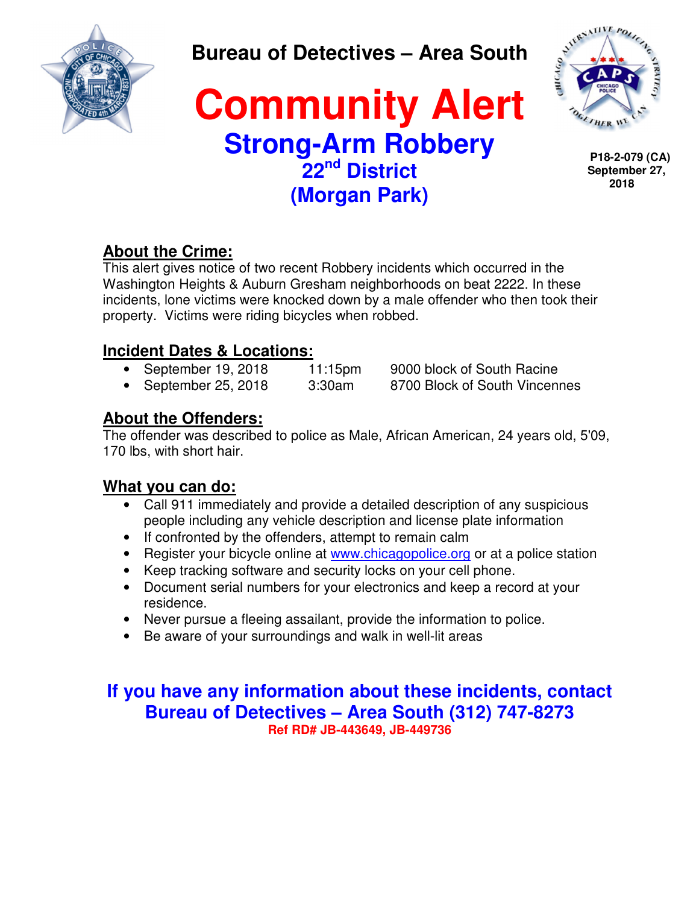# Bureau of Detectives – Area South

# Community Alert

## Strong-Arm Robbery

## 22nd District (Morgan Park)

**P18-2-079 (CA)**
**September 27, 2018**

### About the Crime:

This alert gives notice of two recent Robbery incidents which occurred in the Washington Heights & Auburn Gresham neighborhoods on beat 2222. In these incidents, lone victims were knocked down by a male offender who then took their property. Victims were riding bicycles when robbed.

### Incident Dates & Locations:

- September 19, 2018 11:15pm 9000 block of South Racine
- September 25, 2018 3:30am 8700 Block of South Vincennes

### About the Offenders:

The offender was described to police as Male, African American, 24 years old, 5'09, 170 lbs, with short hair.

### What you can do:

- Call 911 immediately and provide a detailed description of any suspicious people including any vehicle description and license plate information
- If confronted by the offenders, attempt to remain calm
- Register your bicycle online at www.chicagopolice.org or at a police station
- Keep tracking software and security locks on your cell phone.
- Document serial numbers for your electronics and keep a record at your residence.
- Never pursue a fleeing assailant, provide the information to police.
- Be aware of your surroundings and walk in well-lit areas

**If you have any information about these incidents, contact Bureau of Detectives – Area South (312) 747-8273**

**Ref RD# JB-443649, JB-449736**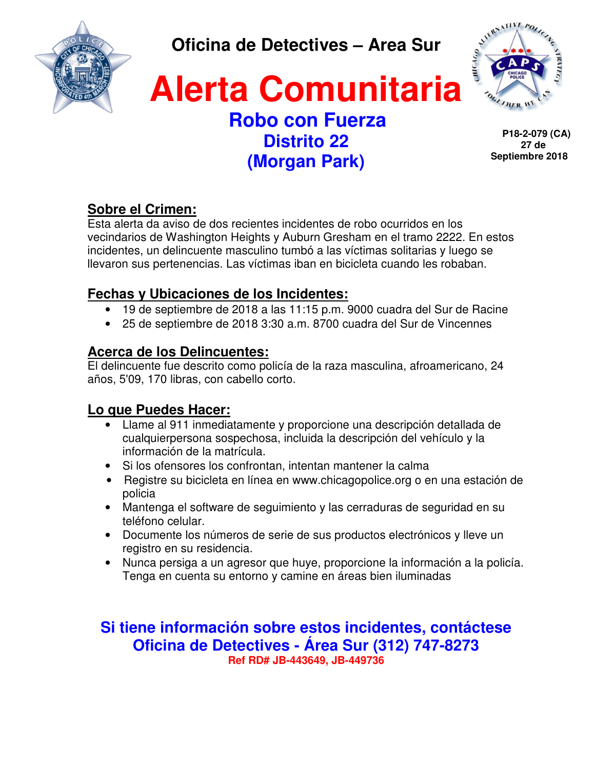### Oficina de Detectives – Area Sur

# Alerta Comunitaria

## Robo con Fuerza
## Distrito 22
## (Morgan Park)

**P18-2-079 (CA)**
**27 de Septiembre 2018**

### Sobre el Crimen:

Esta alerta da aviso de dos recientes incidentes de robo ocurridos en los vecindarios de Washington Heights y Auburn Gresham en el tramo 2222. En estos incidentes, un delincuente masculino tumbó a las víctimas solitarias y luego se llevaron sus pertenencias. Las víctimas iban en bicicleta cuando les robaban.

### Fechas y Ubicaciones de los Incidentes:

- 19 de septiembre de 2018 a las 11:15 p.m. 9000 cuadra del Sur de Racine
- 25 de septiembre de 2018 3:30 a.m. 8700 cuadra del Sur de Vincennes

### Acerca de los Delincuentes:

El delincuente fue descrito como policía de la raza masculina, afroamericano, 24 años, 5'09, 170 libras, con cabello corto.

### Lo que Puedes Hacer:

- Llame al 911 inmediatamente y proporcione una descripción detallada de cualquierpersona sospechosa, incluida la descripción del vehículo y la información de la matrícula.
- Si los ofensores los confrontan, intentan mantener la calma
- Registre su bicicleta en línea en www.chicagopolice.org o en una estación de policia
- Mantenga el software de seguimiento y las cerraduras de seguridad en su teléfono celular.
- Documente los números de serie de sus productos electrónicos y lleve un registro en su residencia.
- Nunca persiga a un agresor que huye, proporcione la información a la policía. Tenga en cuenta su entorno y camine en áreas bien iluminadas

**Si tiene información sobre estos incidentes, contáctese**
**Oficina de Detectives - Área Sur (312) 747-8273**

**Ref RD# JB-443649, JB-449736**